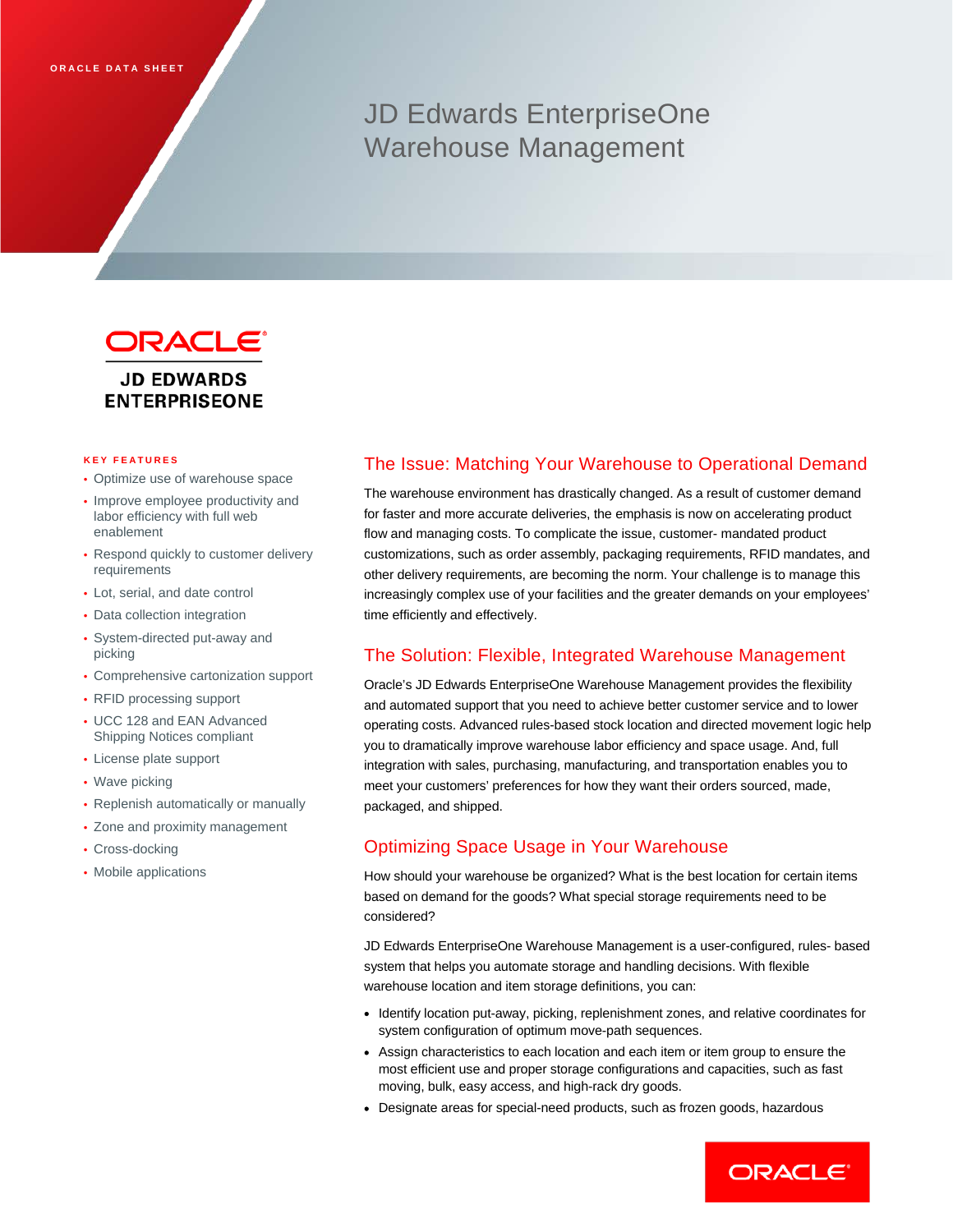ORACLE DATA SHEET

# JD Edwards EnterpriseOne Warehouse Management

ORACLE
JD EDWARDS ENTERPRISEONE

**KEY FEATURES**

- Optimize use of warehouse space
- Improve employee productivity and labor efficiency with full web enablement
- Respond quickly to customer delivery requirements
- Lot, serial, and date control
- Data collection integration
- System-directed put-away and picking
- Comprehensive cartonization support
- RFID processing support
- UCC 128 and EAN Advanced Shipping Notices compliant
- License plate support
- Wave picking
- Replenish automatically or manually
- Zone and proximity management
- Cross-docking
- Mobile applications

## The Issue: Matching Your Warehouse to Operational Demand

The warehouse environment has drastically changed. As a result of customer demand for faster and more accurate deliveries, the emphasis is now on accelerating product flow and managing costs. To complicate the issue, customer- mandated product customizations, such as order assembly, packaging requirements, RFID mandates, and other delivery requirements, are becoming the norm. Your challenge is to manage this increasingly complex use of your facilities and the greater demands on your employees' time efficiently and effectively.

## The Solution: Flexible, Integrated Warehouse Management

Oracle's JD Edwards EnterpriseOne Warehouse Management provides the flexibility and automated support that you need to achieve better customer service and to lower operating costs. Advanced rules-based stock location and directed movement logic help you to dramatically improve warehouse labor efficiency and space usage. And, full integration with sales, purchasing, manufacturing, and transportation enables you to meet your customers' preferences for how they want their orders sourced, made, packaged, and shipped.

## Optimizing Space Usage in Your Warehouse

How should your warehouse be organized? What is the best location for certain items based on demand for the goods? What special storage requirements need to be considered?

JD Edwards EnterpriseOne Warehouse Management is a user-configured, rules- based system that helps you automate storage and handling decisions. With flexible warehouse location and item storage definitions, you can:

- Identify location put-away, picking, replenishment zones, and relative coordinates for system configuration of optimum move-path sequences.
- Assign characteristics to each location and each item or item group to ensure the most efficient use and proper storage configurations and capacities, such as fast moving, bulk, easy access, and high-rack dry goods.
- Designate areas for special-need products, such as frozen goods, hazardous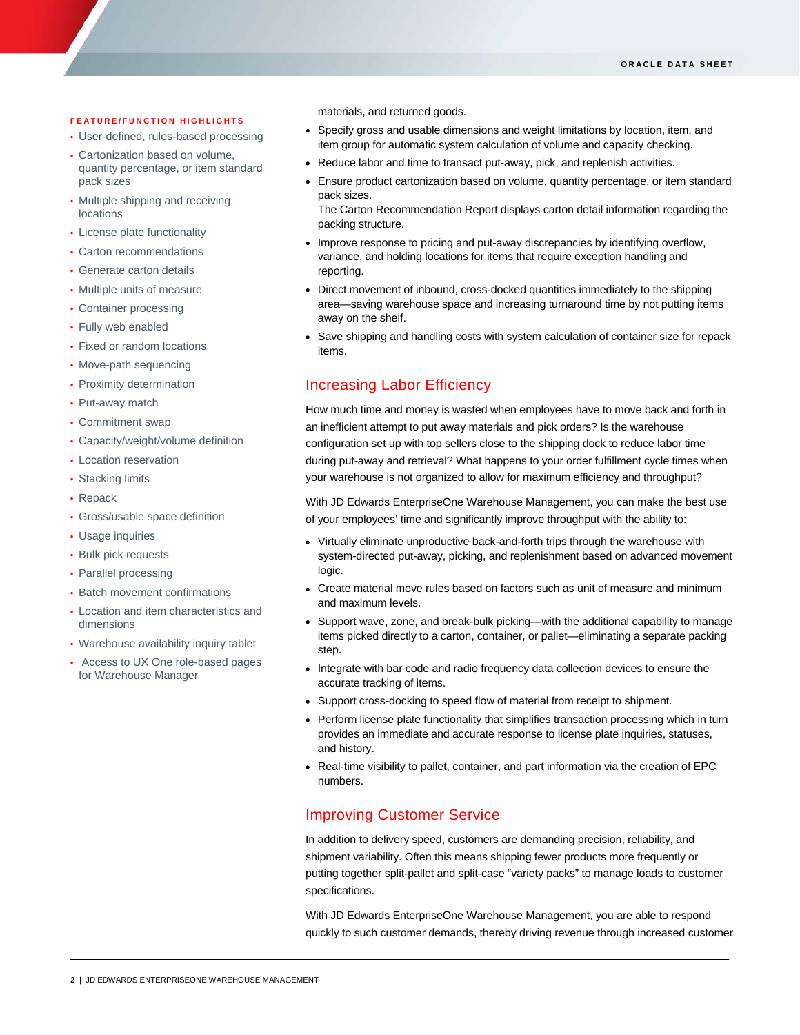materials, and returned goods.

- Specify gross and usable dimensions and weight limitations by location, item, and item group for automatic system calculation of volume and capacity checking.
- Reduce labor and time to transact put-away, pick, and replenish activities.
- Ensure product cartonization based on volume, quantity percentage, or item standard pack sizes.
  The Carton Recommendation Report displays carton detail information regarding the packing structure.
- Improve response to pricing and put-away discrepancies by identifying overflow, variance, and holding locations for items that require exception handling and reporting.
- Direct movement of inbound, cross-docked quantities immediately to the shipping area—saving warehouse space and increasing turnaround time by not putting items away on the shelf.
- Save shipping and handling costs with system calculation of container size for repack items.

## Increasing Labor Efficiency

How much time and money is wasted when employees have to move back and forth in an inefficient attempt to put away materials and pick orders? Is the warehouse configuration set up with top sellers close to the shipping dock to reduce labor time during put-away and retrieval? What happens to your order fulfillment cycle times when your warehouse is not organized to allow for maximum efficiency and throughput?

With JD Edwards EnterpriseOne Warehouse Management, you can make the best use of your employees' time and significantly improve throughput with the ability to:

- Virtually eliminate unproductive back-and-forth trips through the warehouse with system-directed put-away, picking, and replenishment based on advanced movement logic.
- Create material move rules based on factors such as unit of measure and minimum and maximum levels.
- Support wave, zone, and break-bulk picking—with the additional capability to manage items picked directly to a carton, container, or pallet—eliminating a separate packing step.
- Integrate with bar code and radio frequency data collection devices to ensure the accurate tracking of items.
- Support cross-docking to speed flow of material from receipt to shipment.
- Perform license plate functionality that simplifies transaction processing which in turn provides an immediate and accurate response to license plate inquiries, statuses, and history.
- Real-time visibility to pallet, container, and part information via the creation of EPC numbers.

## Improving Customer Service

In addition to delivery speed, customers are demanding precision, reliability, and shipment variability. Often this means shipping fewer products more frequently or putting together split-pallet and split-case "variety packs" to manage loads to customer specifications.

With JD Edwards EnterpriseOne Warehouse Management, you are able to respond quickly to such customer demands, thereby driving revenue through increased customer

### FEATURE/FUNCTION HIGHLIGHTS

- User-defined, rules-based processing
- Cartonization based on volume, quantity percentage, or item standard pack sizes
- Multiple shipping and receiving locations
- License plate functionality
- Carton recommendations
- Generate carton details
- Multiple units of measure
- Container processing
- Fully web enabled
- Fixed or random locations
- Move-path sequencing
- Proximity determination
- Put-away match
- Commitment swap
- Capacity/weight/volume definition
- Location reservation
- Stacking limits
- Repack
- Gross/usable space definition
- Usage inquiries
- Bulk pick requests
- Parallel processing
- Batch movement confirmations
- Location and item characteristics and dimensions
- Warehouse availability inquiry tablet
- Access to UX One role-based pages for Warehouse Manager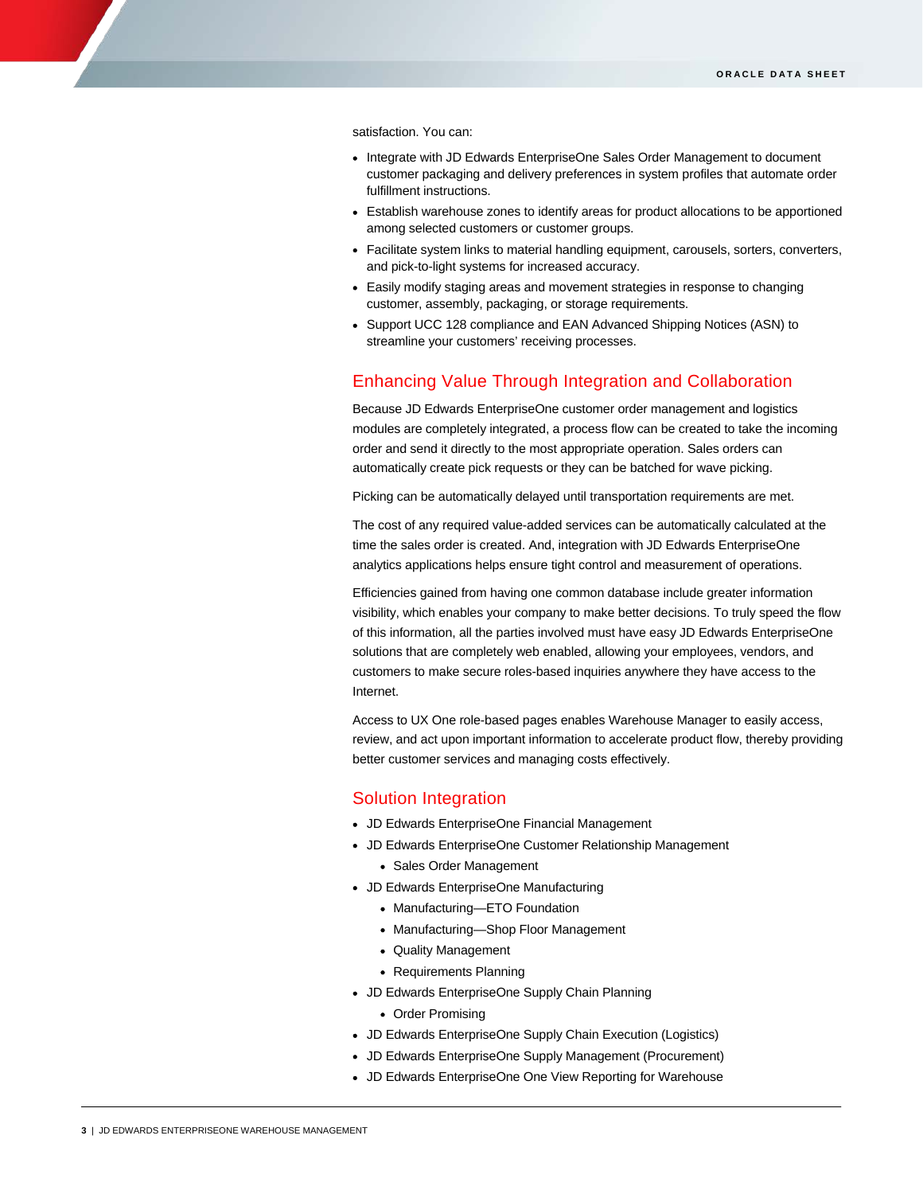satisfaction. You can:

- Integrate with JD Edwards EnterpriseOne Sales Order Management to document customer packaging and delivery preferences in system profiles that automate order fulfillment instructions.
- Establish warehouse zones to identify areas for product allocations to be apportioned among selected customers or customer groups.
- Facilitate system links to material handling equipment, carousels, sorters, converters, and pick-to-light systems for increased accuracy.
- Easily modify staging areas and movement strategies in response to changing customer, assembly, packaging, or storage requirements.
- Support UCC 128 compliance and EAN Advanced Shipping Notices (ASN) to streamline your customers' receiving processes.

## Enhancing Value Through Integration and Collaboration

Because JD Edwards EnterpriseOne customer order management and logistics modules are completely integrated, a process flow can be created to take the incoming order and send it directly to the most appropriate operation. Sales orders can automatically create pick requests or they can be batched for wave picking.

Picking can be automatically delayed until transportation requirements are met.

The cost of any required value-added services can be automatically calculated at the time the sales order is created. And, integration with JD Edwards EnterpriseOne analytics applications helps ensure tight control and measurement of operations.

Efficiencies gained from having one common database include greater information visibility, which enables your company to make better decisions. To truly speed the flow of this information, all the parties involved must have easy JD Edwards EnterpriseOne solutions that are completely web enabled, allowing your employees, vendors, and customers to make secure roles-based inquiries anywhere they have access to the Internet.

Access to UX One role-based pages enables Warehouse Manager to easily access, review, and act upon important information to accelerate product flow, thereby providing better customer services and managing costs effectively.

## Solution Integration

- JD Edwards EnterpriseOne Financial Management
- JD Edwards EnterpriseOne Customer Relationship Management
  - Sales Order Management
- JD Edwards EnterpriseOne Manufacturing
  - Manufacturing—ETO Foundation
  - Manufacturing—Shop Floor Management
  - Quality Management
  - Requirements Planning
- JD Edwards EnterpriseOne Supply Chain Planning
  - Order Promising
- JD Edwards EnterpriseOne Supply Chain Execution (Logistics)
- JD Edwards EnterpriseOne Supply Management (Procurement)
- JD Edwards EnterpriseOne One View Reporting for Warehouse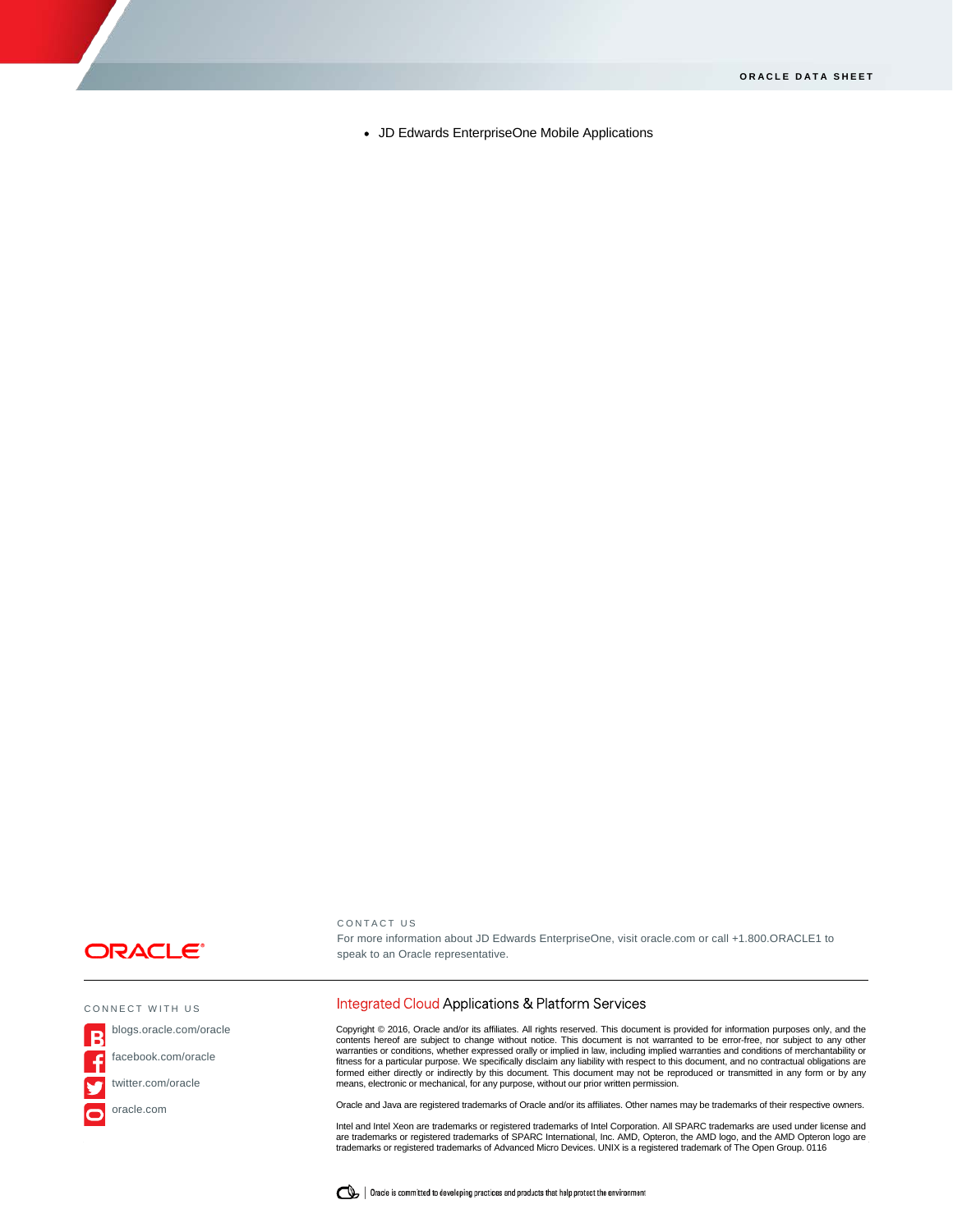- JD Edwards EnterpriseOne Mobile Applications

CONTACT US

For more information about JD Edwards EnterpriseOne, visit oracle.com or call +1.800.ORACLE1 to speak to an Oracle representative.

CONNECT WITH US

blogs.oracle.com/oracle

facebook.com/oracle

twitter.com/oracle

oracle.com

Integrated Cloud Applications & Platform Services

Copyright © 2016, Oracle and/or its affiliates. All rights reserved. This document is provided for information purposes only, and the contents hereof are subject to change without notice. This document is not warranted to be error-free, nor subject to any other warranties or conditions, whether expressed orally or implied in law, including implied warranties and conditions of merchantability or fitness for a particular purpose. We specifically disclaim any liability with respect to this document, and no contractual obligations are formed either directly or indirectly by this document. This document may not be reproduced or transmitted in any form or by any means, electronic or mechanical, for any purpose, without our prior written permission.

Oracle and Java are registered trademarks of Oracle and/or its affiliates. Other names may be trademarks of their respective owners.

Intel and Intel Xeon are trademarks or registered trademarks of Intel Corporation. All SPARC trademarks are used under license and are trademarks or registered trademarks of SPARC International, Inc. AMD, Opteron, the AMD logo, and the AMD Opteron logo are trademarks or registered trademarks of Advanced Micro Devices. UNIX is a registered trademark of The Open Group. 0116

Oracle is committed to developing practices and products that help protect the environment